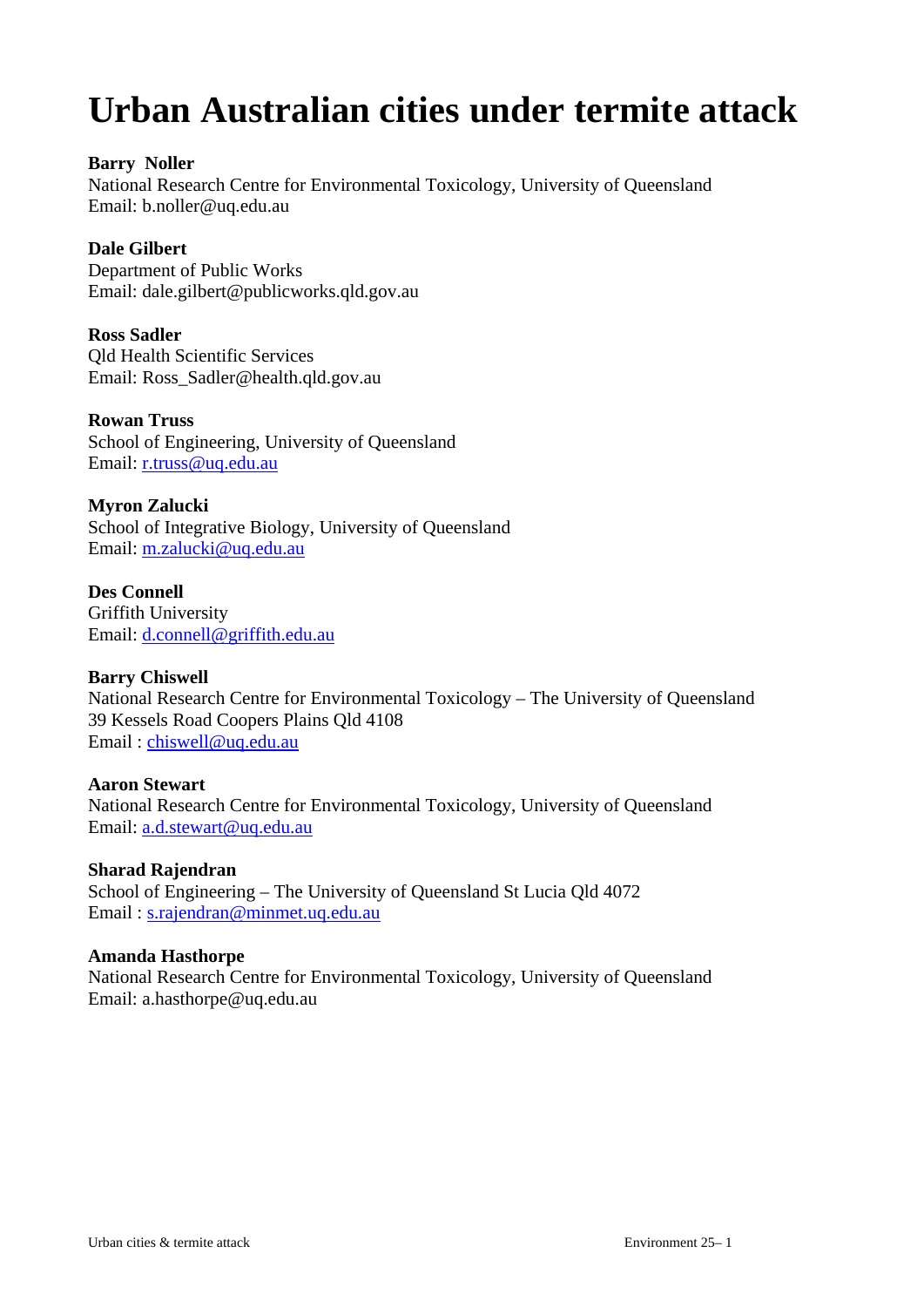# Urban Australian cities under termite attack

**Barry Noller**
National Research Centre for Environmental Toxicology, University of Queensland
Email: b.noller@uq.edu.au

**Dale Gilbert**
Department of Public Works
Email: dale.gilbert@publicworks.qld.gov.au

**Ross Sadler**
Qld Health Scientific Services
Email: Ross_Sadler@health.qld.gov.au

**Rowan Truss**
School of Engineering, University of Queensland
Email: r.truss@uq.edu.au

**Myron Zalucki**
School of Integrative Biology, University of Queensland
Email: m.zalucki@uq.edu.au

**Des Connell**
Griffith University
Email: d.connell@griffith.edu.au

**Barry Chiswell**
National Research Centre for Environmental Toxicology – The University of Queensland
39 Kessels Road Coopers Plains Qld 4108
Email : chiswell@uq.edu.au

**Aaron Stewart**
National Research Centre for Environmental Toxicology, University of Queensland
Email: a.d.stewart@uq.edu.au

**Sharad Rajendran**
School of Engineering – The University of Queensland St Lucia Qld 4072
Email : s.rajendran@minmet.uq.edu.au

**Amanda Hasthorpe**
National Research Centre for Environmental Toxicology, University of Queensland
Email: a.hasthorpe@uq.edu.au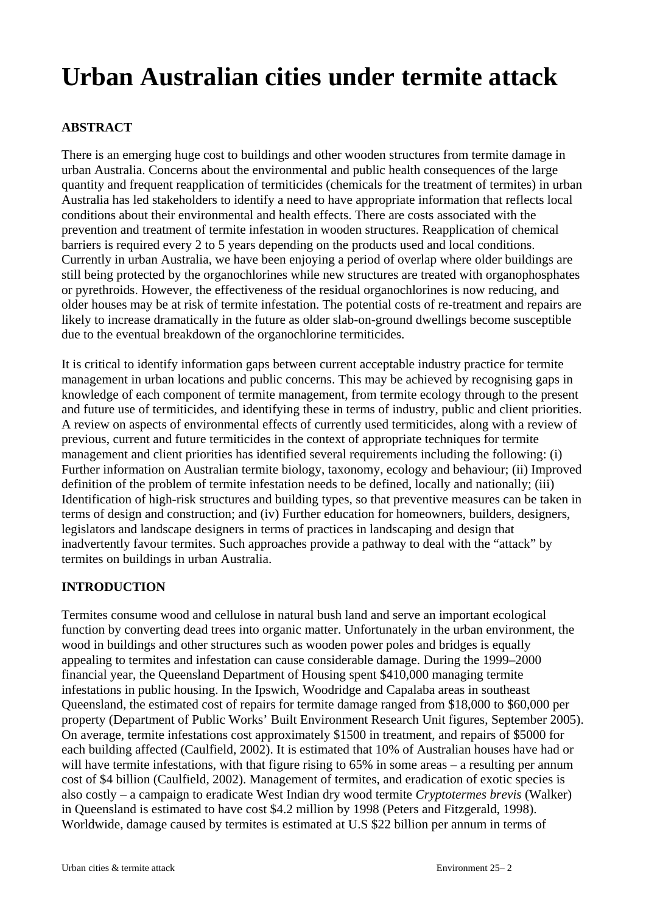# Urban Australian cities under termite attack

## ABSTRACT

There is an emerging huge cost to buildings and other wooden structures from termite damage in urban Australia. Concerns about the environmental and public health consequences of the large quantity and frequent reapplication of termiticides (chemicals for the treatment of termites) in urban Australia has led stakeholders to identify a need to have appropriate information that reflects local conditions about their environmental and health effects. There are costs associated with the prevention and treatment of termite infestation in wooden structures. Reapplication of chemical barriers is required every 2 to 5 years depending on the products used and local conditions. Currently in urban Australia, we have been enjoying a period of overlap where older buildings are still being protected by the organochlorines while new structures are treated with organophosphates or pyrethroids. However, the effectiveness of the residual organochlorines is now reducing, and older houses may be at risk of termite infestation. The potential costs of re-treatment and repairs are likely to increase dramatically in the future as older slab-on-ground dwellings become susceptible due to the eventual breakdown of the organochlorine termiticides.

It is critical to identify information gaps between current acceptable industry practice for termite management in urban locations and public concerns. This may be achieved by recognising gaps in knowledge of each component of termite management, from termite ecology through to the present and future use of termiticides, and identifying these in terms of industry, public and client priorities. A review on aspects of environmental effects of currently used termiticides, along with a review of previous, current and future termiticides in the context of appropriate techniques for termite management and client priorities has identified several requirements including the following: (i) Further information on Australian termite biology, taxonomy, ecology and behaviour; (ii) Improved definition of the problem of termite infestation needs to be defined, locally and nationally; (iii) Identification of high-risk structures and building types, so that preventive measures can be taken in terms of design and construction; and (iv) Further education for homeowners, builders, designers, legislators and landscape designers in terms of practices in landscaping and design that inadvertently favour termites. Such approaches provide a pathway to deal with the "attack" by termites on buildings in urban Australia.

## INTRODUCTION

Termites consume wood and cellulose in natural bush land and serve an important ecological function by converting dead trees into organic matter. Unfortunately in the urban environment, the wood in buildings and other structures such as wooden power poles and bridges is equally appealing to termites and infestation can cause considerable damage. During the 1999–2000 financial year, the Queensland Department of Housing spent $410,000 managing termite infestations in public housing. In the Ipswich, Woodridge and Capalaba areas in southeast Queensland, the estimated cost of repairs for termite damage ranged from $18,000 to $60,000 per property (Department of Public Works' Built Environment Research Unit figures, September 2005). On average, termite infestations cost approximately $1500 in treatment, and repairs of $5000 for each building affected (Caulfield, 2002). It is estimated that 10% of Australian houses have had or will have termite infestations, with that figure rising to 65% in some areas – a resulting per annum cost of $4 billion (Caulfield, 2002). Management of termites, and eradication of exotic species is also costly – a campaign to eradicate West Indian dry wood termite *Cryptotermes brevis* (Walker) in Queensland is estimated to have cost $4.2 million by 1998 (Peters and Fitzgerald, 1998). Worldwide, damage caused by termites is estimated at U.S $22 billion per annum in terms of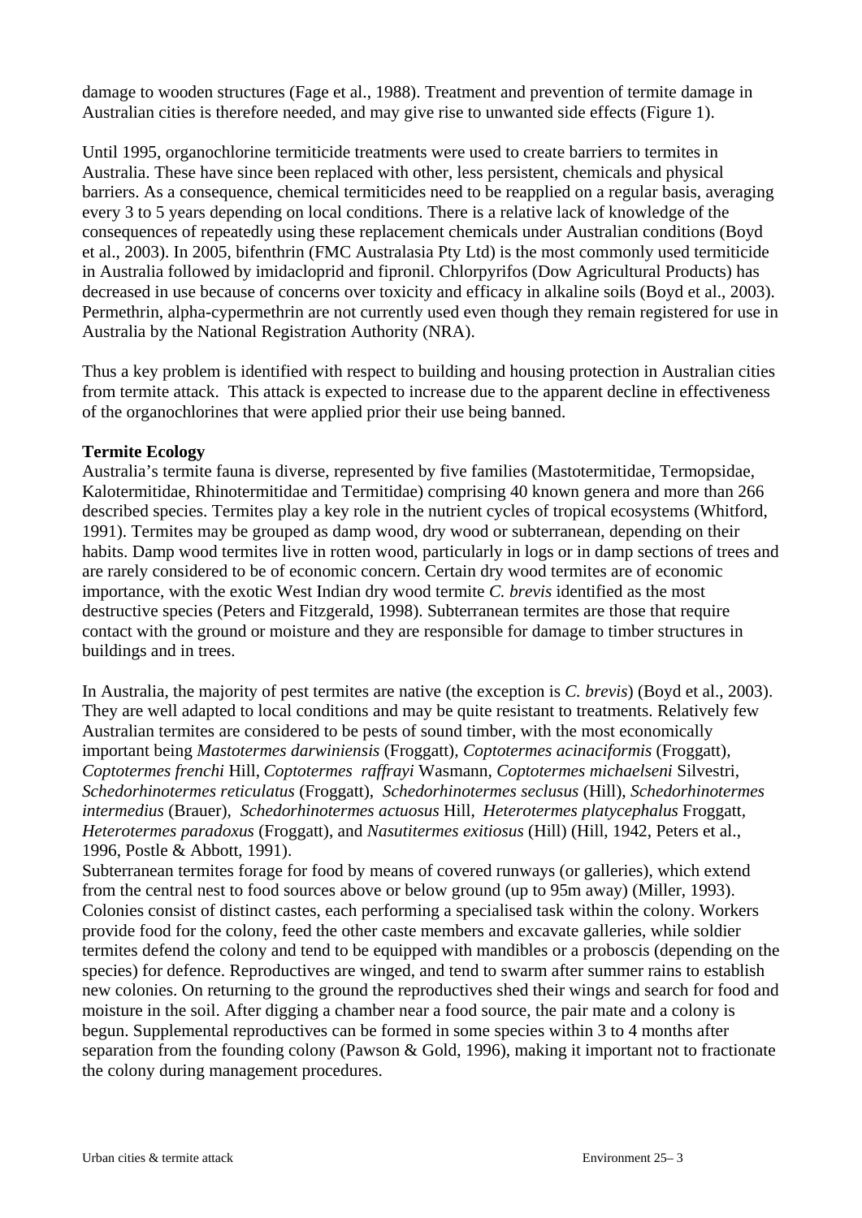damage to wooden structures (Fage et al., 1988). Treatment and prevention of termite damage in Australian cities is therefore needed, and may give rise to unwanted side effects (Figure 1).

Until 1995, organochlorine termiticide treatments were used to create barriers to termites in Australia. These have since been replaced with other, less persistent, chemicals and physical barriers. As a consequence, chemical termiticides need to be reapplied on a regular basis, averaging every 3 to 5 years depending on local conditions. There is a relative lack of knowledge of the consequences of repeatedly using these replacement chemicals under Australian conditions (Boyd et al., 2003). In 2005, bifenthrin (FMC Australasia Pty Ltd) is the most commonly used termiticide in Australia followed by imidacloprid and fipronil. Chlorpyrifos (Dow Agricultural Products) has decreased in use because of concerns over toxicity and efficacy in alkaline soils (Boyd et al., 2003). Permethrin, alpha-cypermethrin are not currently used even though they remain registered for use in Australia by the National Registration Authority (NRA).

Thus a key problem is identified with respect to building and housing protection in Australian cities from termite attack. This attack is expected to increase due to the apparent decline in effectiveness of the organochlorines that were applied prior their use being banned.

**Termite Ecology**

Australia's termite fauna is diverse, represented by five families (Mastotermitidae, Termopsidae, Kalotermitidae, Rhinotermitidae and Termitidae) comprising 40 known genera and more than 266 described species. Termites play a key role in the nutrient cycles of tropical ecosystems (Whitford, 1991). Termites may be grouped as damp wood, dry wood or subterranean, depending on their habits. Damp wood termites live in rotten wood, particularly in logs or in damp sections of trees and are rarely considered to be of economic concern. Certain dry wood termites are of economic importance, with the exotic West Indian dry wood termite *C. brevis* identified as the most destructive species (Peters and Fitzgerald, 1998). Subterranean termites are those that require contact with the ground or moisture and they are responsible for damage to timber structures in buildings and in trees.

In Australia, the majority of pest termites are native (the exception is *C. brevis*) (Boyd et al., 2003). They are well adapted to local conditions and may be quite resistant to treatments. Relatively few Australian termites are considered to be pests of sound timber, with the most economically important being *Mastotermes darwiniensis* (Froggatt), *Coptotermes acinaciformis* (Froggatt), *Coptotermes frenchi* Hill, *Coptotermes raffrayi* Wasmann, *Coptotermes michaelseni* Silvestri, *Schedorhinotermes reticulatus* (Froggatt), *Schedorhinotermes seclusus* (Hill), *Schedorhinotermes intermedius* (Brauer), *Schedorhinotermes actuosus* Hill, *Heterotermes platycephalus* Froggatt, *Heterotermes paradoxus* (Froggatt), and *Nasutitermes exitiosus* (Hill) (Hill, 1942, Peters et al., 1996, Postle & Abbott, 1991).

Subterranean termites forage for food by means of covered runways (or galleries), which extend from the central nest to food sources above or below ground (up to 95m away) (Miller, 1993). Colonies consist of distinct castes, each performing a specialised task within the colony. Workers provide food for the colony, feed the other caste members and excavate galleries, while soldier termites defend the colony and tend to be equipped with mandibles or a proboscis (depending on the species) for defence. Reproductives are winged, and tend to swarm after summer rains to establish new colonies. On returning to the ground the reproductives shed their wings and search for food and moisture in the soil. After digging a chamber near a food source, the pair mate and a colony is begun. Supplemental reproductives can be formed in some species within 3 to 4 months after separation from the founding colony (Pawson & Gold, 1996), making it important not to fractionate the colony during management procedures.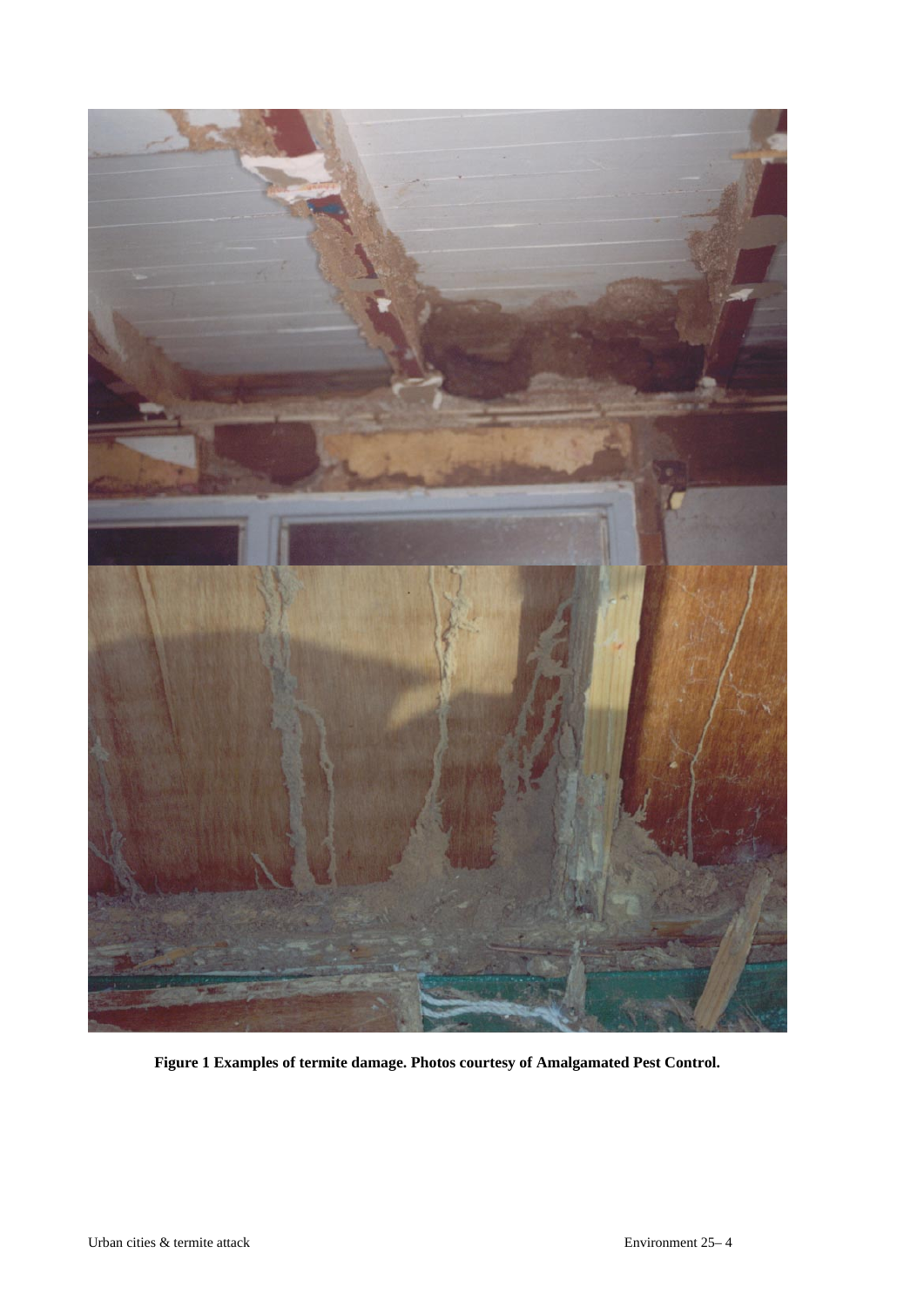**Figure 1 Examples of termite damage. Photos courtesy of Amalgamated Pest Control.**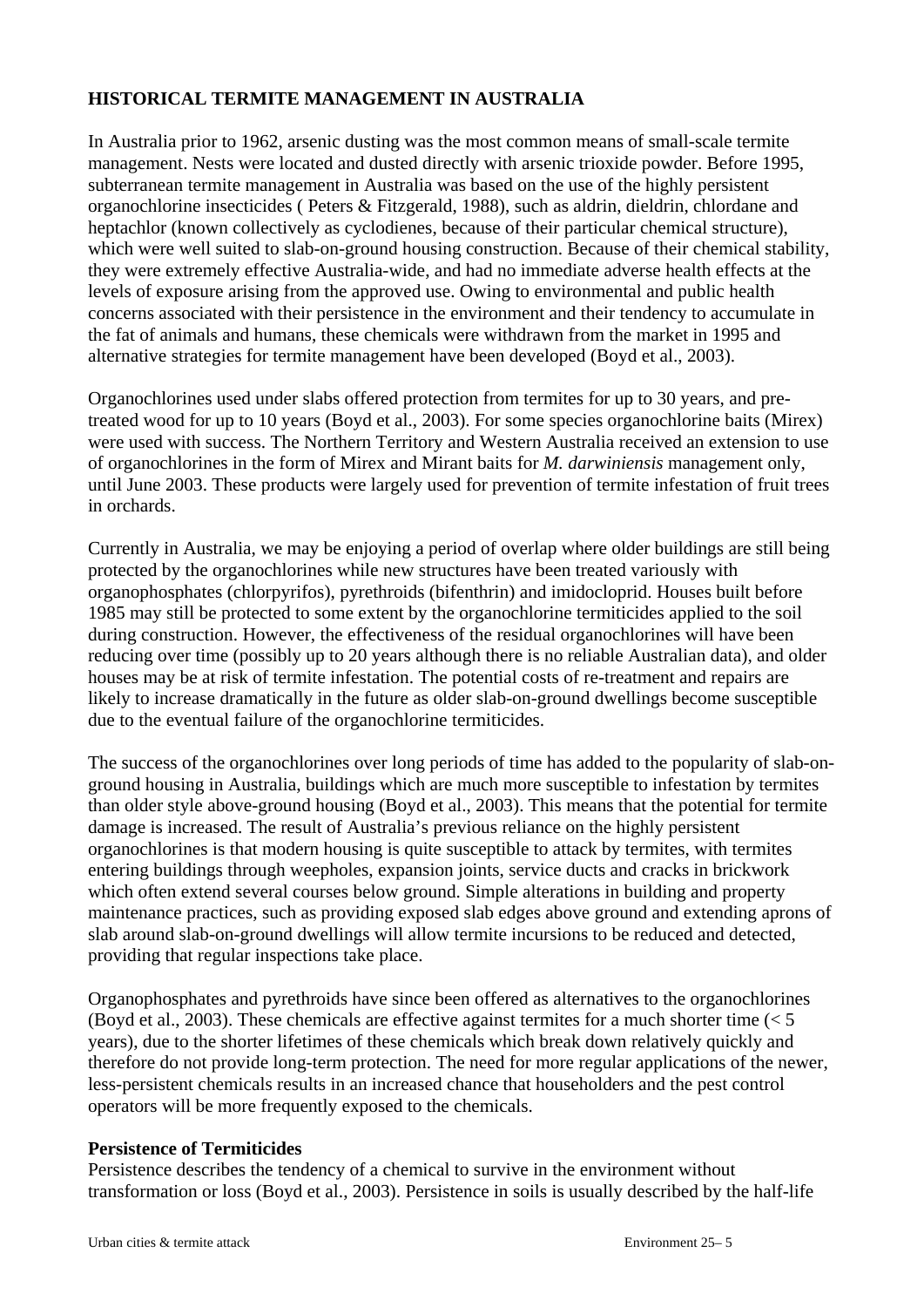## HISTORICAL TERMITE MANAGEMENT IN AUSTRALIA

In Australia prior to 1962, arsenic dusting was the most common means of small-scale termite management. Nests were located and dusted directly with arsenic trioxide powder. Before 1995, subterranean termite management in Australia was based on the use of the highly persistent organochlorine insecticides ( Peters & Fitzgerald, 1988), such as aldrin, dieldrin, chlordane and heptachlor (known collectively as cyclodienes, because of their particular chemical structure), which were well suited to slab-on-ground housing construction. Because of their chemical stability, they were extremely effective Australia-wide, and had no immediate adverse health effects at the levels of exposure arising from the approved use. Owing to environmental and public health concerns associated with their persistence in the environment and their tendency to accumulate in the fat of animals and humans, these chemicals were withdrawn from the market in 1995 and alternative strategies for termite management have been developed (Boyd et al., 2003).

Organochlorines used under slabs offered protection from termites for up to 30 years, and pre-treated wood for up to 10 years (Boyd et al., 2003). For some species organochlorine baits (Mirex) were used with success. The Northern Territory and Western Australia received an extension to use of organochlorines in the form of Mirex and Mirant baits for *M. darwiniensis* management only, until June 2003. These products were largely used for prevention of termite infestation of fruit trees in orchards.

Currently in Australia, we may be enjoying a period of overlap where older buildings are still being protected by the organochlorines while new structures have been treated variously with organophosphates (chlorpyrifos), pyrethroids (bifenthrin) and imidocloprid. Houses built before 1985 may still be protected to some extent by the organochlorine termiticides applied to the soil during construction. However, the effectiveness of the residual organochlorines will have been reducing over time (possibly up to 20 years although there is no reliable Australian data), and older houses may be at risk of termite infestation. The potential costs of re-treatment and repairs are likely to increase dramatically in the future as older slab-on-ground dwellings become susceptible due to the eventual failure of the organochlorine termiticides.

The success of the organochlorines over long periods of time has added to the popularity of slab-on-ground housing in Australia, buildings which are much more susceptible to infestation by termites than older style above-ground housing (Boyd et al., 2003). This means that the potential for termite damage is increased. The result of Australia's previous reliance on the highly persistent organochlorines is that modern housing is quite susceptible to attack by termites, with termites entering buildings through weepholes, expansion joints, service ducts and cracks in brickwork which often extend several courses below ground. Simple alterations in building and property maintenance practices, such as providing exposed slab edges above ground and extending aprons of slab around slab-on-ground dwellings will allow termite incursions to be reduced and detected, providing that regular inspections take place.

Organophosphates and pyrethroids have since been offered as alternatives to the organochlorines (Boyd et al., 2003). These chemicals are effective against termites for a much shorter time (< 5 years), due to the shorter lifetimes of these chemicals which break down relatively quickly and therefore do not provide long-term protection. The need for more regular applications of the newer, less-persistent chemicals results in an increased chance that householders and the pest control operators will be more frequently exposed to the chemicals.

### Persistence of Termiticides

Persistence describes the tendency of a chemical to survive in the environment without transformation or loss (Boyd et al., 2003). Persistence in soils is usually described by the half-life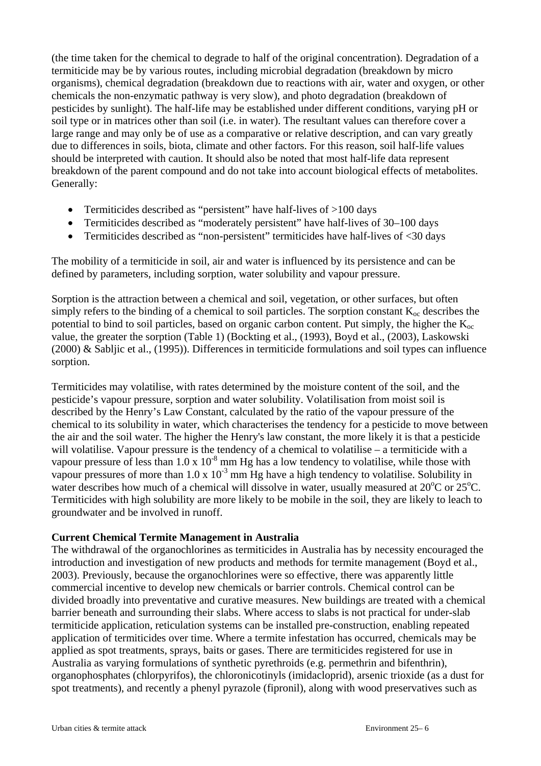(the time taken for the chemical to degrade to half of the original concentration). Degradation of a termiticide may be by various routes, including microbial degradation (breakdown by micro organisms), chemical degradation (breakdown due to reactions with air, water and oxygen, or other chemicals the non-enzymatic pathway is very slow), and photo degradation (breakdown of pesticides by sunlight). The half-life may be established under different conditions, varying pH or soil type or in matrices other than soil (i.e. in water). The resultant values can therefore cover a large range and may only be of use as a comparative or relative description, and can vary greatly due to differences in soils, biota, climate and other factors. For this reason, soil half-life values should be interpreted with caution. It should also be noted that most half-life data represent breakdown of the parent compound and do not take into account biological effects of metabolites. Generally:

- Termiticides described as "persistent" have half-lives of >100 days
- Termiticides described as "moderately persistent" have half-lives of 30–100 days
- Termiticides described as "non-persistent" termiticides have half-lives of <30 days

The mobility of a termiticide in soil, air and water is influenced by its persistence and can be defined by parameters, including sorption, water solubility and vapour pressure.

Sorption is the attraction between a chemical and soil, vegetation, or other surfaces, but often simply refers to the binding of a chemical to soil particles. The sorption constant $K_{oc}$ describes the potential to bind to soil particles, based on organic carbon content. Put simply, the higher the $K_{oc}$ value, the greater the sorption (Table 1) (Bockting et al., (1993), Boyd et al., (2003), Laskowski (2000) & Sabljic et al., (1995)). Differences in termiticide formulations and soil types can influence sorption.

Termiticides may volatilise, with rates determined by the moisture content of the soil, and the pesticide's vapour pressure, sorption and water solubility. Volatilisation from moist soil is described by the Henry's Law Constant, calculated by the ratio of the vapour pressure of the chemical to its solubility in water, which characterises the tendency for a pesticide to move between the air and the soil water. The higher the Henry's law constant, the more likely it is that a pesticide will volatilise. Vapour pressure is the tendency of a chemical to volatilise – a termiticide with a vapour pressure of less than $1.0 \times 10^{-8}$ mm Hg has a low tendency to volatilise, while those with vapour pressures of more than $1.0 \times 10^{-3}$ mm Hg have a high tendency to volatilise. Solubility in water describes how much of a chemical will dissolve in water, usually measured at $20^{o}$C or $25^{o}$C. Termiticides with high solubility are more likely to be mobile in the soil, they are likely to leach to groundwater and be involved in runoff.

**Current Chemical Termite Management in Australia**

The withdrawal of the organochlorines as termiticides in Australia has by necessity encouraged the introduction and investigation of new products and methods for termite management (Boyd et al., 2003). Previously, because the organochlorines were so effective, there was apparently little commercial incentive to develop new chemicals or barrier controls. Chemical control can be divided broadly into preventative and curative measures. New buildings are treated with a chemical barrier beneath and surrounding their slabs. Where access to slabs is not practical for under-slab termiticide application, reticulation systems can be installed pre-construction, enabling repeated application of termiticides over time. Where a termite infestation has occurred, chemicals may be applied as spot treatments, sprays, baits or gases. There are termiticides registered for use in Australia as varying formulations of synthetic pyrethroids (e.g. permethrin and bifenthrin), organophosphates (chlorpyrifos), the chloronicotinyls (imidacloprid), arsenic trioxide (as a dust for spot treatments), and recently a phenyl pyrazole (fipronil), along with wood preservatives such as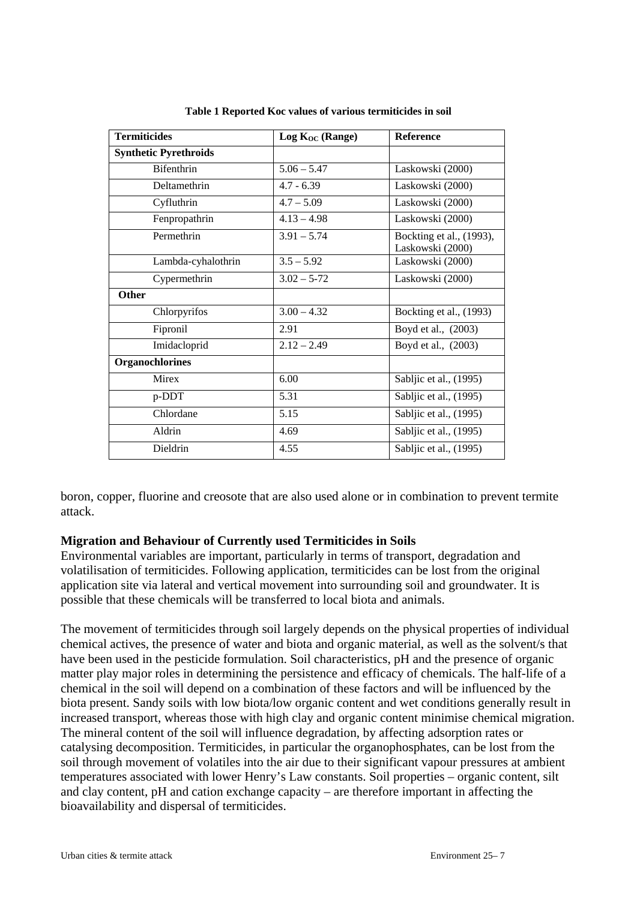**Table 1 Reported Koc values of various termiticides in soil**

| Termiticides | Log $K_{OC}$ (Range) | Reference |
|---|---|---|
| **Synthetic Pyrethroids** | | |
| Bifenthrin | 5.06 – 5.47 | Laskowski (2000) |
| Deltamethrin | 4.7 - 6.39 | Laskowski (2000) |
| Cyfluthrin | 4.7 – 5.09 | Laskowski (2000) |
| Fenpropathrin | 4.13 – 4.98 | Laskowski (2000) |
| Permethrin | 3.91 – 5.74 | Bockting et al., (1993), Laskowski (2000) |
| Lambda-cyhalothrin | 3.5 – 5.92 | Laskowski (2000) |
| Cypermethrin | 3.02 – 5-72 | Laskowski (2000) |
| **Other** | | |
| Chlorpyrifos | 3.00 – 4.32 | Bockting et al., (1993) |
| Fipronil | 2.91 | Boyd et al., (2003) |
| Imidacloprid | 2.12 – 2.49 | Boyd et al., (2003) |
| **Organochlorines** | | |
| Mirex | 6.00 | Sabljic et al., (1995) |
| p-DDT | 5.31 | Sabljic et al., (1995) |
| Chlordane | 5.15 | Sabljic et al., (1995) |
| Aldrin | 4.69 | Sabljic et al., (1995) |
| Dieldrin | 4.55 | Sabljic et al., (1995) |

boron, copper, fluorine and creosote that are also used alone or in combination to prevent termite attack.

**Migration and Behaviour of Currently used Termiticides in Soils**

Environmental variables are important, particularly in terms of transport, degradation and volatilisation of termiticides. Following application, termiticides can be lost from the original application site via lateral and vertical movement into surrounding soil and groundwater. It is possible that these chemicals will be transferred to local biota and animals.

The movement of termiticides through soil largely depends on the physical properties of individual chemical actives, the presence of water and biota and organic material, as well as the solvent/s that have been used in the pesticide formulation. Soil characteristics, pH and the presence of organic matter play major roles in determining the persistence and efficacy of chemicals. The half-life of a chemical in the soil will depend on a combination of these factors and will be influenced by the biota present. Sandy soils with low biota/low organic content and wet conditions generally result in increased transport, whereas those with high clay and organic content minimise chemical migration. The mineral content of the soil will influence degradation, by affecting adsorption rates or catalysing decomposition. Termiticides, in particular the organophosphates, can be lost from the soil through movement of volatiles into the air due to their significant vapour pressures at ambient temperatures associated with lower Henry's Law constants. Soil properties – organic content, silt and clay content, pH and cation exchange capacity – are therefore important in affecting the bioavailability and dispersal of termiticides.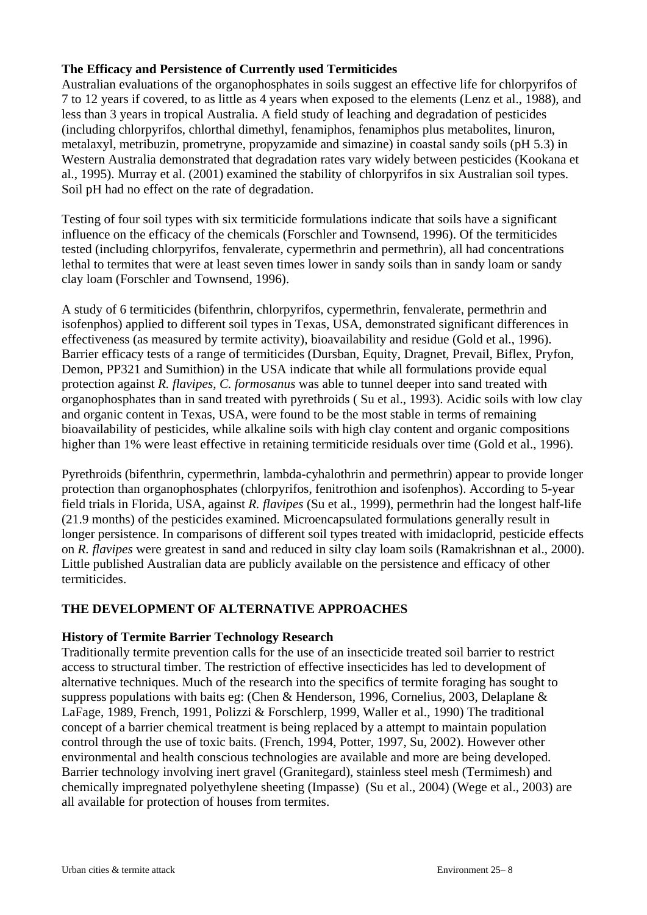### The Efficacy and Persistence of Currently used Termiticides

Australian evaluations of the organophosphates in soils suggest an effective life for chlorpyrifos of 7 to 12 years if covered, to as little as 4 years when exposed to the elements (Lenz et al., 1988), and less than 3 years in tropical Australia. A field study of leaching and degradation of pesticides (including chlorpyrifos, chlorthal dimethyl, fenamiphos, fenamiphos plus metabolites, linuron, metalaxyl, metribuzin, prometryne, propyzamide and simazine) in coastal sandy soils (pH 5.3) in Western Australia demonstrated that degradation rates vary widely between pesticides (Kookana et al., 1995). Murray et al. (2001) examined the stability of chlorpyrifos in six Australian soil types. Soil pH had no effect on the rate of degradation.

Testing of four soil types with six termiticide formulations indicate that soils have a significant influence on the efficacy of the chemicals (Forschler and Townsend, 1996). Of the termiticides tested (including chlorpyrifos, fenvalerate, cypermethrin and permethrin), all had concentrations lethal to termites that were at least seven times lower in sandy soils than in sandy loam or sandy clay loam (Forschler and Townsend, 1996).

A study of 6 termiticides (bifenthrin, chlorpyrifos, cypermethrin, fenvalerate, permethrin and isofenphos) applied to different soil types in Texas, USA, demonstrated significant differences in effectiveness (as measured by termite activity), bioavailability and residue (Gold et al., 1996). Barrier efficacy tests of a range of termiticides (Dursban, Equity, Dragnet, Prevail, Biflex, Pryfon, Demon, PP321 and Sumithion) in the USA indicate that while all formulations provide equal protection against *R. flavipes, C. formosanus* was able to tunnel deeper into sand treated with organophosphates than in sand treated with pyrethroids ( Su et al., 1993). Acidic soils with low clay and organic content in Texas, USA, were found to be the most stable in terms of remaining bioavailability of pesticides, while alkaline soils with high clay content and organic compositions higher than 1% were least effective in retaining termiticide residuals over time (Gold et al., 1996).

Pyrethroids (bifenthrin, cypermethrin, lambda-cyhalothrin and permethrin) appear to provide longer protection than organophosphates (chlorpyrifos, fenitrothion and isofenphos). According to 5-year field trials in Florida, USA, against *R. flavipes* (Su et al., 1999), permethrin had the longest half-life (21.9 months) of the pesticides examined. Microencapsulated formulations generally result in longer persistence. In comparisons of different soil types treated with imidacloprid, pesticide effects on *R. flavipes* were greatest in sand and reduced in silty clay loam soils (Ramakrishnan et al., 2000). Little published Australian data are publicly available on the persistence and efficacy of other termiticides.

## THE DEVELOPMENT OF ALTERNATIVE APPROACHES

### History of Termite Barrier Technology Research

Traditionally termite prevention calls for the use of an insecticide treated soil barrier to restrict access to structural timber. The restriction of effective insecticides has led to development of alternative techniques. Much of the research into the specifics of termite foraging has sought to suppress populations with baits eg: (Chen & Henderson, 1996, Cornelius, 2003, Delaplane & LaFage, 1989, French, 1991, Polizzi & Forschlerp, 1999, Waller et al., 1990) The traditional concept of a barrier chemical treatment is being replaced by a attempt to maintain population control through the use of toxic baits. (French, 1994, Potter, 1997, Su, 2002). However other environmental and health conscious technologies are available and more are being developed. Barrier technology involving inert gravel (Granitegard), stainless steel mesh (Termimesh) and chemically impregnated polyethylene sheeting (Impasse) (Su et al., 2004) (Wege et al., 2003) are all available for protection of houses from termites.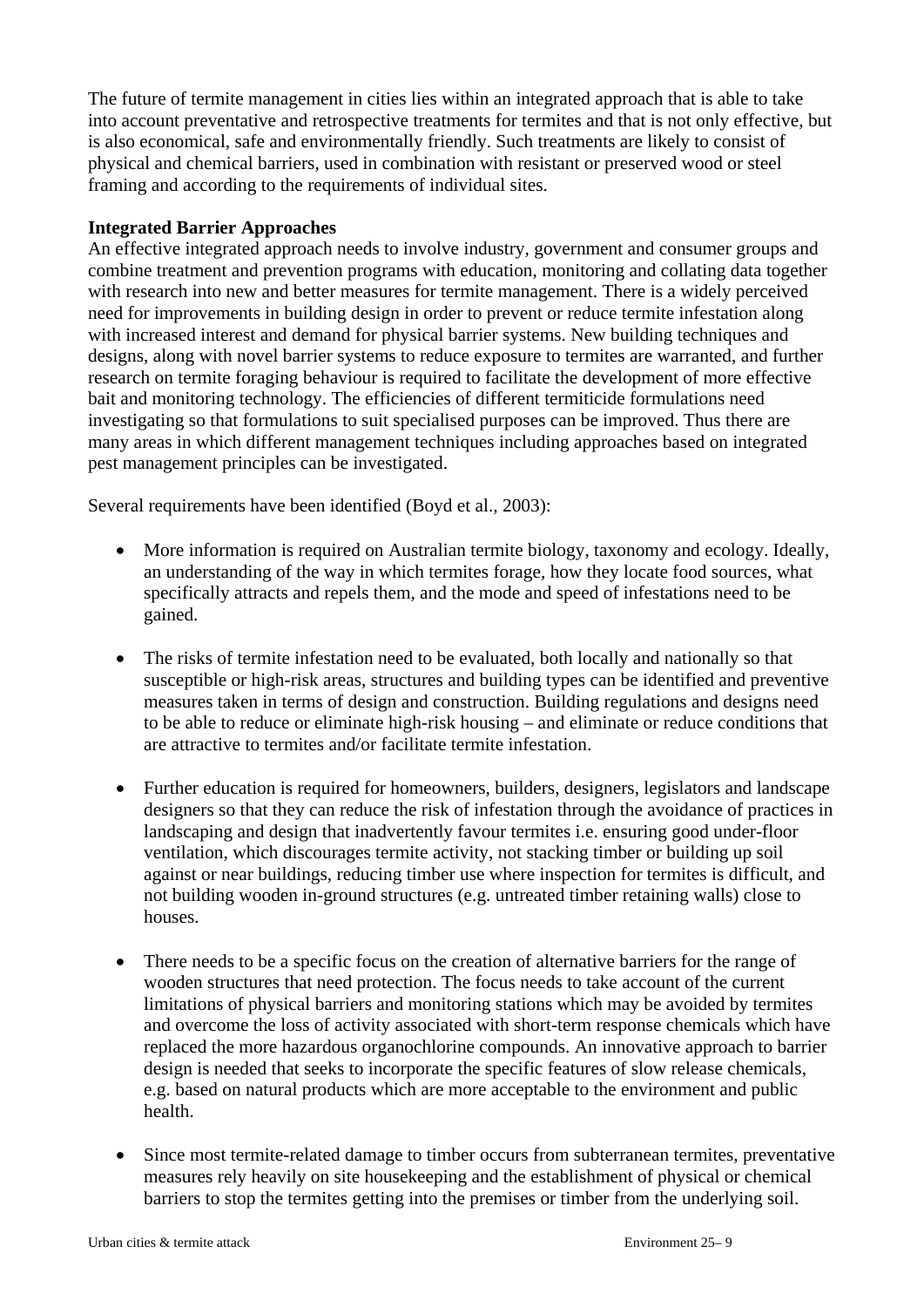The future of termite management in cities lies within an integrated approach that is able to take into account preventative and retrospective treatments for termites and that is not only effective, but is also economical, safe and environmentally friendly. Such treatments are likely to consist of physical and chemical barriers, used in combination with resistant or preserved wood or steel framing and according to the requirements of individual sites.

**Integrated Barrier Approaches**

An effective integrated approach needs to involve industry, government and consumer groups and combine treatment and prevention programs with education, monitoring and collating data together with research into new and better measures for termite management. There is a widely perceived need for improvements in building design in order to prevent or reduce termite infestation along with increased interest and demand for physical barrier systems. New building techniques and designs, along with novel barrier systems to reduce exposure to termites are warranted, and further research on termite foraging behaviour is required to facilitate the development of more effective bait and monitoring technology. The efficiencies of different termiticide formulations need investigating so that formulations to suit specialised purposes can be improved. Thus there are many areas in which different management techniques including approaches based on integrated pest management principles can be investigated.

Several requirements have been identified (Boyd et al., 2003):

- More information is required on Australian termite biology, taxonomy and ecology. Ideally, an understanding of the way in which termites forage, how they locate food sources, what specifically attracts and repels them, and the mode and speed of infestations need to be gained.

- The risks of termite infestation need to be evaluated, both locally and nationally so that susceptible or high-risk areas, structures and building types can be identified and preventive measures taken in terms of design and construction. Building regulations and designs need to be able to reduce or eliminate high-risk housing – and eliminate or reduce conditions that are attractive to termites and/or facilitate termite infestation.

- Further education is required for homeowners, builders, designers, legislators and landscape designers so that they can reduce the risk of infestation through the avoidance of practices in landscaping and design that inadvertently favour termites i.e. ensuring good under-floor ventilation, which discourages termite activity, not stacking timber or building up soil against or near buildings, reducing timber use where inspection for termites is difficult, and not building wooden in-ground structures (e.g. untreated timber retaining walls) close to houses.

- There needs to be a specific focus on the creation of alternative barriers for the range of wooden structures that need protection. The focus needs to take account of the current limitations of physical barriers and monitoring stations which may be avoided by termites and overcome the loss of activity associated with short-term response chemicals which have replaced the more hazardous organochlorine compounds. An innovative approach to barrier design is needed that seeks to incorporate the specific features of slow release chemicals, e.g. based on natural products which are more acceptable to the environment and public health.

- Since most termite-related damage to timber occurs from subterranean termites, preventative measures rely heavily on site housekeeping and the establishment of physical or chemical barriers to stop the termites getting into the premises or timber from the underlying soil.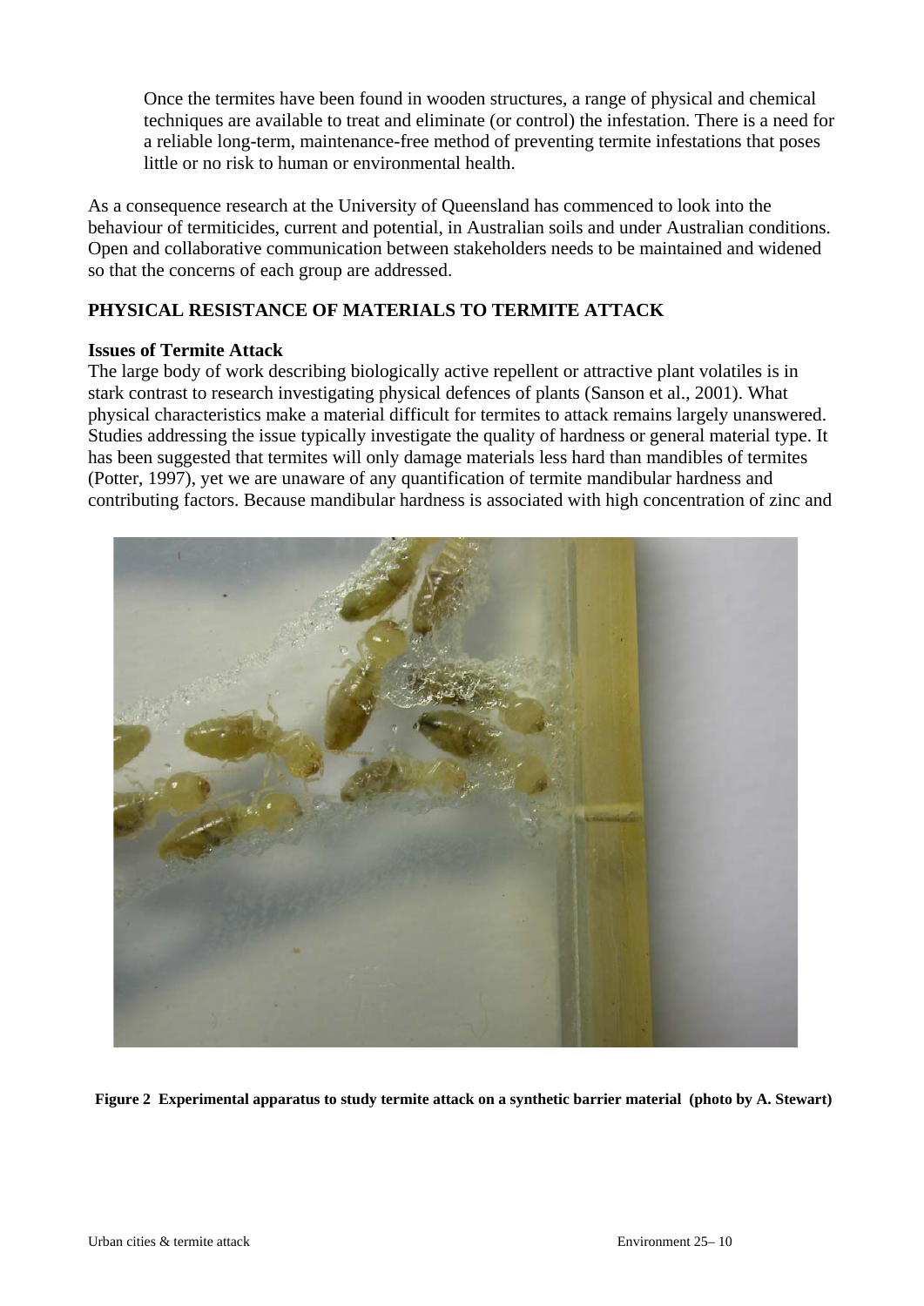Once the termites have been found in wooden structures, a range of physical and chemical techniques are available to treat and eliminate (or control) the infestation. There is a need for a reliable long-term, maintenance-free method of preventing termite infestations that poses little or no risk to human or environmental health.

As a consequence research at the University of Queensland has commenced to look into the behaviour of termiticides, current and potential, in Australian soils and under Australian conditions. Open and collaborative communication between stakeholders needs to be maintained and widened so that the concerns of each group are addressed.

## PHYSICAL RESISTANCE OF MATERIALS TO TERMITE ATTACK

### Issues of Termite Attack

The large body of work describing biologically active repellent or attractive plant volatiles is in stark contrast to research investigating physical defences of plants (Sanson et al., 2001). What physical characteristics make a material difficult for termites to attack remains largely unanswered. Studies addressing the issue typically investigate the quality of hardness or general material type. It has been suggested that termites will only damage materials less hard than mandibles of termites (Potter, 1997), yet we are unaware of any quantification of termite mandibular hardness and contributing factors. Because mandibular hardness is associated with high concentration of zinc and

**Figure 2 Experimental apparatus to study termite attack on a synthetic barrier material (photo by A. Stewart)**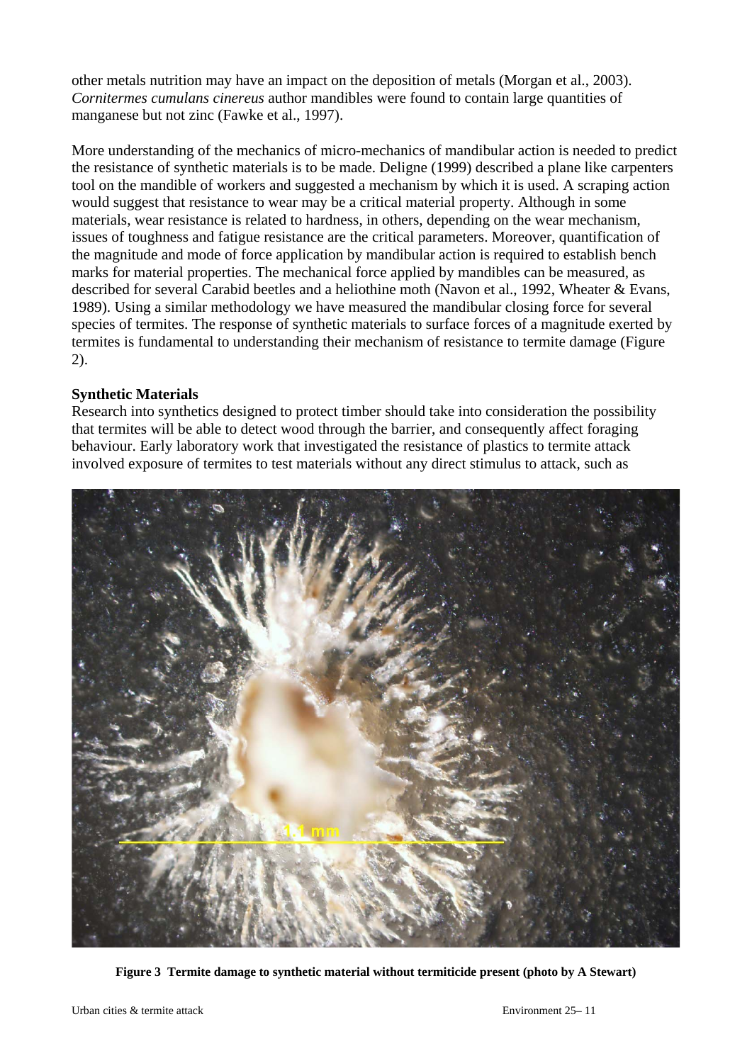other metals nutrition may have an impact on the deposition of metals (Morgan et al., 2003). *Cornitermes cumulans cinereus* author mandibles were found to contain large quantities of manganese but not zinc (Fawke et al., 1997).

More understanding of the mechanics of micro-mechanics of mandibular action is needed to predict the resistance of synthetic materials is to be made. Deligne (1999) described a plane like carpenters tool on the mandible of workers and suggested a mechanism by which it is used. A scraping action would suggest that resistance to wear may be a critical material property. Although in some materials, wear resistance is related to hardness, in others, depending on the wear mechanism, issues of toughness and fatigue resistance are the critical parameters. Moreover, quantification of the magnitude and mode of force application by mandibular action is required to establish bench marks for material properties. The mechanical force applied by mandibles can be measured, as described for several Carabid beetles and a heliothine moth (Navon et al., 1992, Wheater & Evans, 1989). Using a similar methodology we have measured the mandibular closing force for several species of termites. The response of synthetic materials to surface forces of a magnitude exerted by termites is fundamental to understanding their mechanism of resistance to termite damage (Figure 2).

**Synthetic Materials**

Research into synthetics designed to protect timber should take into consideration the possibility that termites will be able to detect wood through the barrier, and consequently affect foraging behaviour. Early laboratory work that investigated the resistance of plastics to termite attack involved exposure of termites to test materials without any direct stimulus to attack, such as

**Figure 3 Termite damage to synthetic material without termiticide present (photo by A Stewart)**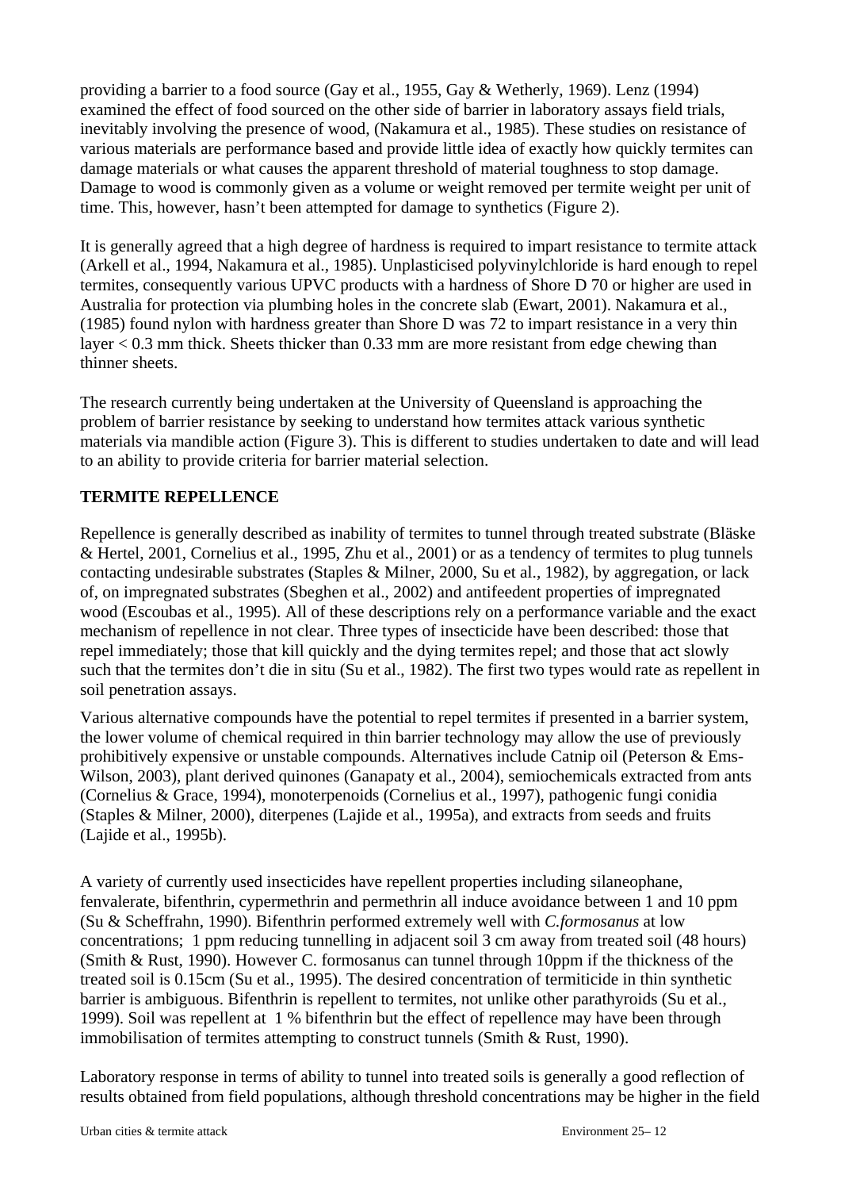providing a barrier to a food source (Gay et al., 1955, Gay & Wetherly, 1969). Lenz (1994) examined the effect of food sourced on the other side of barrier in laboratory assays field trials, inevitably involving the presence of wood, (Nakamura et al., 1985). These studies on resistance of various materials are performance based and provide little idea of exactly how quickly termites can damage materials or what causes the apparent threshold of material toughness to stop damage. Damage to wood is commonly given as a volume or weight removed per termite weight per unit of time. This, however, hasn't been attempted for damage to synthetics (Figure 2).

It is generally agreed that a high degree of hardness is required to impart resistance to termite attack (Arkell et al., 1994, Nakamura et al., 1985). Unplasticised polyvinylchloride is hard enough to repel termites, consequently various UPVC products with a hardness of Shore D 70 or higher are used in Australia for protection via plumbing holes in the concrete slab (Ewart, 2001). Nakamura et al., (1985) found nylon with hardness greater than Shore D was 72 to impart resistance in a very thin layer < 0.3 mm thick. Sheets thicker than 0.33 mm are more resistant from edge chewing than thinner sheets.

The research currently being undertaken at the University of Queensland is approaching the problem of barrier resistance by seeking to understand how termites attack various synthetic materials via mandible action (Figure 3). This is different to studies undertaken to date and will lead to an ability to provide criteria for barrier material selection.

## TERMITE REPELLENCE

Repellence is generally described as inability of termites to tunnel through treated substrate (Bläske & Hertel, 2001, Cornelius et al., 1995, Zhu et al., 2001) or as a tendency of termites to plug tunnels contacting undesirable substrates (Staples & Milner, 2000, Su et al., 1982), by aggregation, or lack of, on impregnated substrates (Sbeghen et al., 2002) and antifeedent properties of impregnated wood (Escoubas et al., 1995). All of these descriptions rely on a performance variable and the exact mechanism of repellence in not clear. Three types of insecticide have been described: those that repel immediately; those that kill quickly and the dying termites repel; and those that act slowly such that the termites don't die in situ (Su et al., 1982). The first two types would rate as repellent in soil penetration assays.

Various alternative compounds have the potential to repel termites if presented in a barrier system, the lower volume of chemical required in thin barrier technology may allow the use of previously prohibitively expensive or unstable compounds. Alternatives include Catnip oil (Peterson & Ems-Wilson, 2003), plant derived quinones (Ganapaty et al., 2004), semiochemicals extracted from ants (Cornelius & Grace, 1994), monoterpenoids (Cornelius et al., 1997), pathogenic fungi conidia (Staples & Milner, 2000), diterpenes (Lajide et al., 1995a), and extracts from seeds and fruits (Lajide et al., 1995b).

A variety of currently used insecticides have repellent properties including silaneophane, fenvalerate, bifenthrin, cypermethrin and permethrin all induce avoidance between 1 and 10 ppm (Su & Scheffrahn, 1990). Bifenthrin performed extremely well with *C.formosanus* at low concentrations; 1 ppm reducing tunnelling in adjacent soil 3 cm away from treated soil (48 hours) (Smith & Rust, 1990). However C. formosanus can tunnel through 10ppm if the thickness of the treated soil is 0.15cm (Su et al., 1995). The desired concentration of termiticide in thin synthetic barrier is ambiguous. Bifenthrin is repellent to termites, not unlike other parathyroids (Su et al., 1999). Soil was repellent at 1 % bifenthrin but the effect of repellence may have been through immobilisation of termites attempting to construct tunnels (Smith & Rust, 1990).

Laboratory response in terms of ability to tunnel into treated soils is generally a good reflection of results obtained from field populations, although threshold concentrations may be higher in the field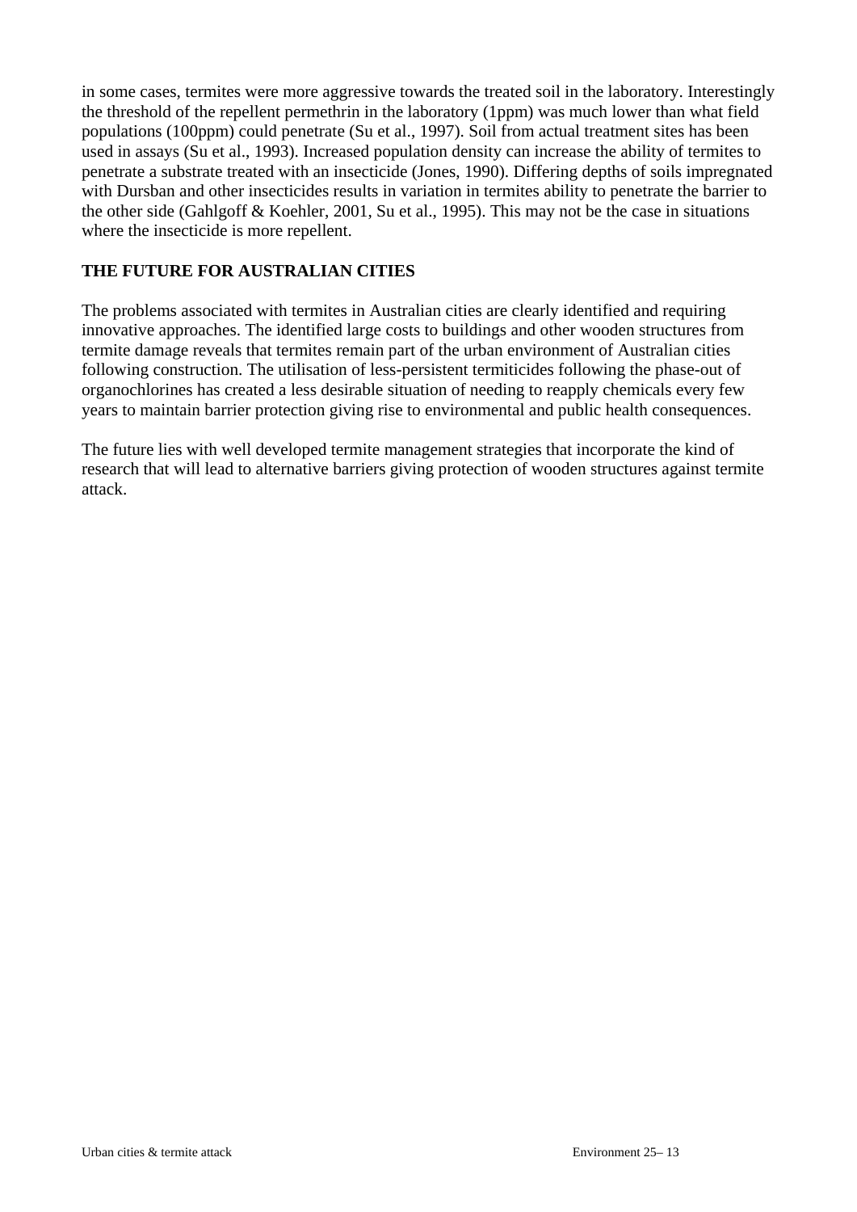in some cases, termites were more aggressive towards the treated soil in the laboratory. Interestingly the threshold of the repellent permethrin in the laboratory (1ppm) was much lower than what field populations (100ppm) could penetrate (Su et al., 1997). Soil from actual treatment sites has been used in assays (Su et al., 1993). Increased population density can increase the ability of termites to penetrate a substrate treated with an insecticide (Jones, 1990). Differing depths of soils impregnated with Dursban and other insecticides results in variation in termites ability to penetrate the barrier to the other side (Gahlgoff & Koehler, 2001, Su et al., 1995). This may not be the case in situations where the insecticide is more repellent.

## THE FUTURE FOR AUSTRALIAN CITIES

The problems associated with termites in Australian cities are clearly identified and requiring innovative approaches. The identified large costs to buildings and other wooden structures from termite damage reveals that termites remain part of the urban environment of Australian cities following construction. The utilisation of less-persistent termiticides following the phase-out of organochlorines has created a less desirable situation of needing to reapply chemicals every few years to maintain barrier protection giving rise to environmental and public health consequences.

The future lies with well developed termite management strategies that incorporate the kind of research that will lead to alternative barriers giving protection of wooden structures against termite attack.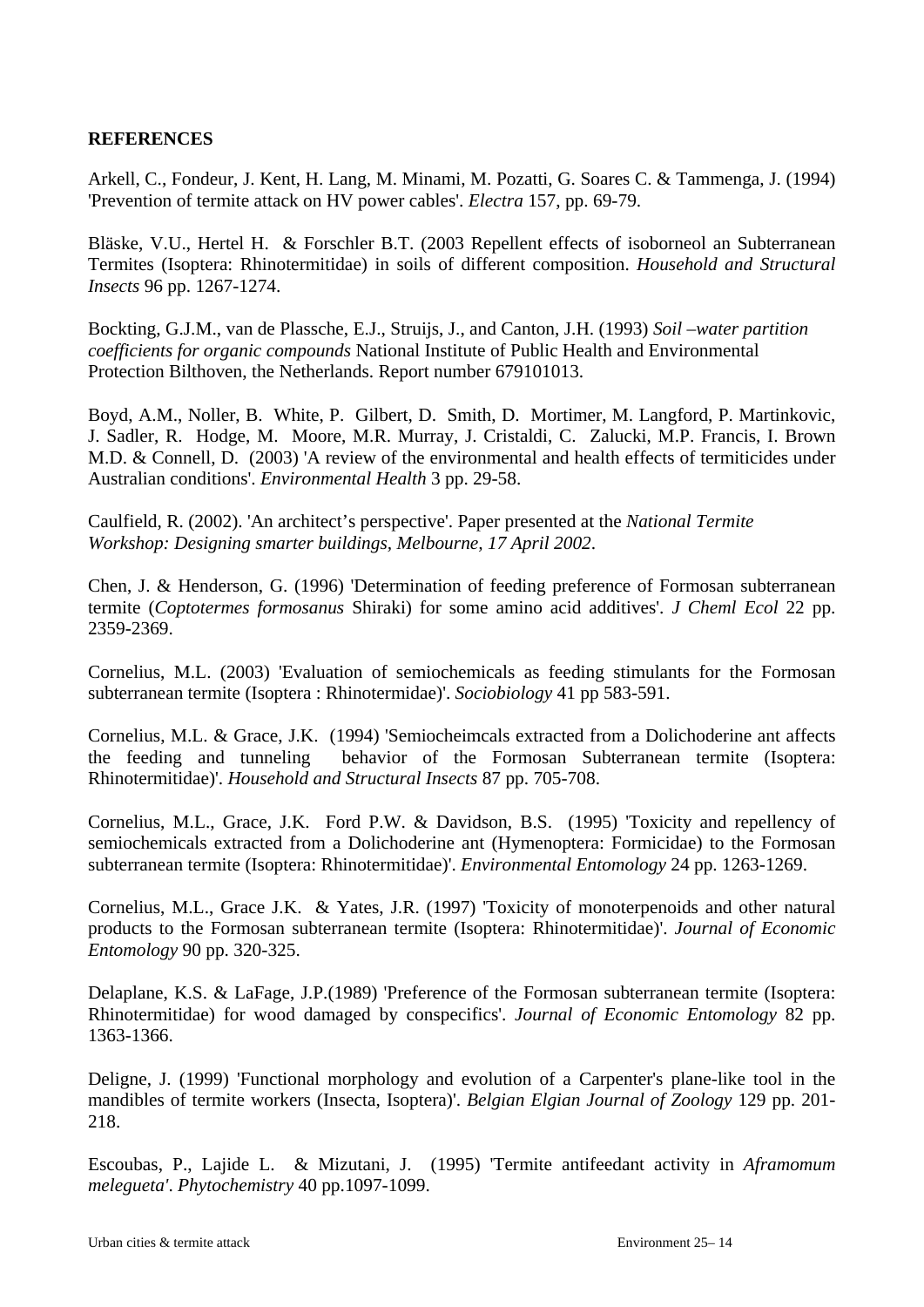**REFERENCES**

Arkell, C., Fondeur, J. Kent, H. Lang, M. Minami, M. Pozatti, G. Soares C. & Tammenga, J. (1994) 'Prevention of termite attack on HV power cables'. *Electra* 157, pp. 69-79.

Bläske, V.U., Hertel H. & Forschler B.T. (2003 Repellent effects of isoborneol an Subterranean Termites (Isoptera: Rhinotermitidae) in soils of different composition. *Household and Structural Insects* 96 pp. 1267-1274.

Bockting, G.J.M., van de Plassche, E.J., Struijs, J., and Canton, J.H. (1993) *Soil –water partition coefficients for organic compounds* National Institute of Public Health and Environmental Protection Bilthoven, the Netherlands. Report number 679101013.

Boyd, A.M., Noller, B. White, P. Gilbert, D. Smith, D. Mortimer, M. Langford, P. Martinkovic, J. Sadler, R. Hodge, M. Moore, M.R. Murray, J. Cristaldi, C. Zalucki, M.P. Francis, I. Brown M.D. & Connell, D. (2003) 'A review of the environmental and health effects of termiticides under Australian conditions'. *Environmental Health* 3 pp. 29-58.

Caulfield, R. (2002). 'An architect's perspective'. Paper presented at the *National Termite Workshop: Designing smarter buildings, Melbourne, 17 April 2002*.

Chen, J. & Henderson, G. (1996) 'Determination of feeding preference of Formosan subterranean termite (*Coptotermes formosanus* Shiraki) for some amino acid additives'. *J Cheml Ecol* 22 pp. 2359-2369.

Cornelius, M.L. (2003) 'Evaluation of semiochemicals as feeding stimulants for the Formosan subterranean termite (Isoptera : Rhinotermidae)'. *Sociobiology* 41 pp 583-591.

Cornelius, M.L. & Grace, J.K. (1994) 'Semiocheimcals extracted from a Dolichoderine ant affects the feeding and tunneling behavior of the Formosan Subterranean termite (Isoptera: Rhinotermitidae)'. *Household and Structural Insects* 87 pp. 705-708.

Cornelius, M.L., Grace, J.K. Ford P.W. & Davidson, B.S. (1995) 'Toxicity and repellency of semiochemicals extracted from a Dolichoderine ant (Hymenoptera: Formicidae) to the Formosan subterranean termite (Isoptera: Rhinotermitidae)'. *Environmental Entomology* 24 pp. 1263-1269.

Cornelius, M.L., Grace J.K. & Yates, J.R. (1997) 'Toxicity of monoterpenoids and other natural products to the Formosan subterranean termite (Isoptera: Rhinotermitidae)'. *Journal of Economic Entomology* 90 pp. 320-325.

Delaplane, K.S. & LaFage, J.P.(1989) 'Preference of the Formosan subterranean termite (Isoptera: Rhinotermitidae) for wood damaged by conspecifics'. *Journal of Economic Entomology* 82 pp. 1363-1366.

Deligne, J. (1999) 'Functional morphology and evolution of a Carpenter's plane-like tool in the mandibles of termite workers (Insecta, Isoptera)'. *Belgian Elgian Journal of Zoology* 129 pp. 201-218.

Escoubas, P., Lajide L. & Mizutani, J. (1995) 'Termite antifeedant activity in *Aframomum melegueta*'. *Phytochemistry* 40 pp.1097-1099.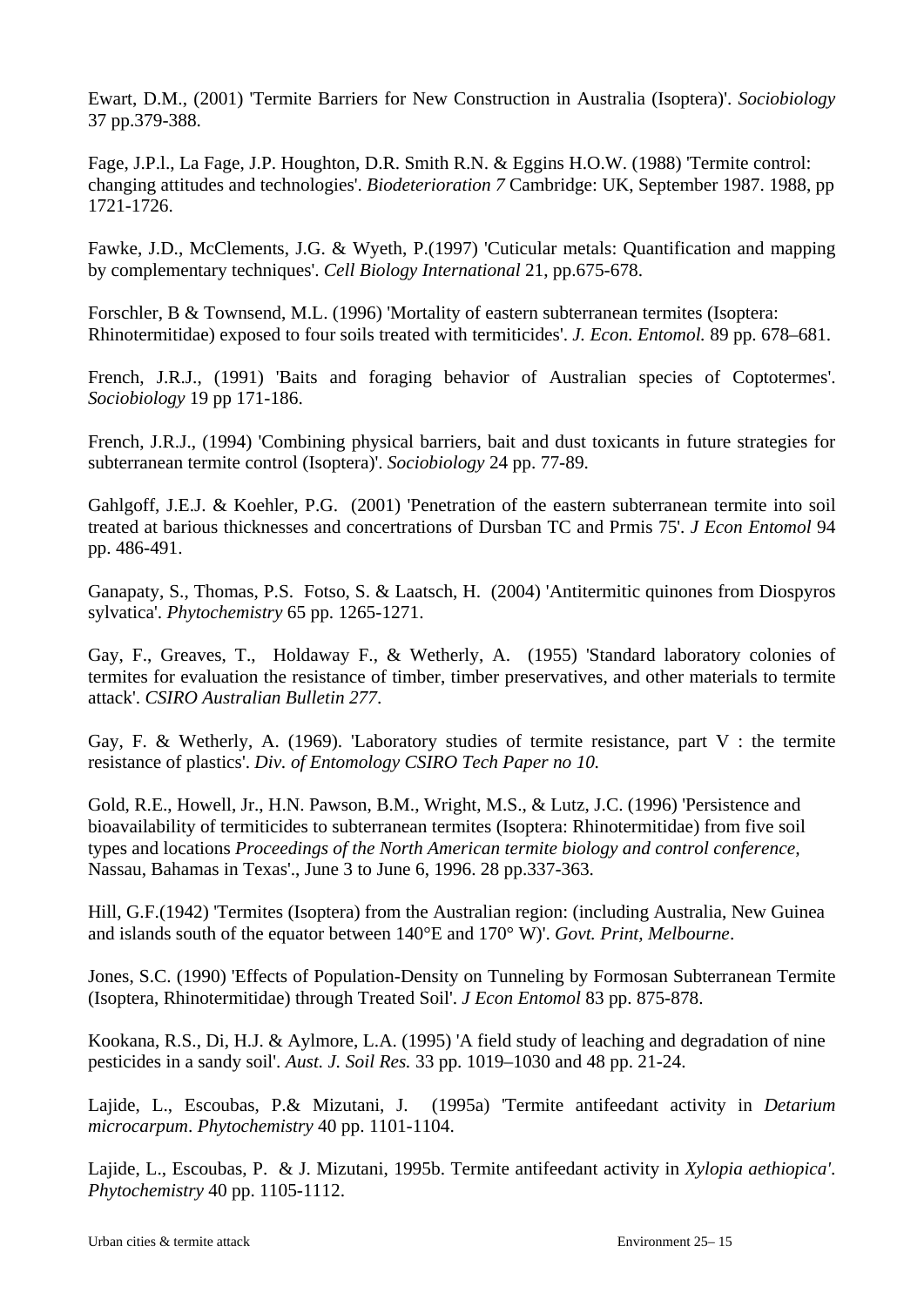Ewart, D.M., (2001) 'Termite Barriers for New Construction in Australia (Isoptera)'. *Sociobiology* 37 pp.379-388.

Fage, J.P.l., La Fage, J.P. Houghton, D.R. Smith R.N. & Eggins H.O.W. (1988) 'Termite control: changing attitudes and technologies'. *Biodeterioration 7* Cambridge: UK, September 1987. 1988, pp 1721-1726.

Fawke, J.D., McClements, J.G. & Wyeth, P.(1997) 'Cuticular metals: Quantification and mapping by complementary techniques'. *Cell Biology International* 21, pp.675-678.

Forschler, B & Townsend, M.L. (1996) 'Mortality of eastern subterranean termites (Isoptera: Rhinotermitidae) exposed to four soils treated with termiticides'. *J. Econ. Entomol.* 89 pp. 678–681.

French, J.R.J., (1991) 'Baits and foraging behavior of Australian species of Coptotermes'. *Sociobiology* 19 pp 171-186.

French, J.R.J., (1994) 'Combining physical barriers, bait and dust toxicants in future strategies for subterranean termite control (Isoptera)'. *Sociobiology* 24 pp. 77-89.

Gahlgoff, J.E.J. & Koehler, P.G. (2001) 'Penetration of the eastern subterranean termite into soil treated at barious thicknesses and concertrations of Dursban TC and Prmis 75'. *J Econ Entomol* 94 pp. 486-491.

Ganapaty, S., Thomas, P.S. Fotso, S. & Laatsch, H. (2004) 'Antitermitic quinones from Diospyros sylvatica'. *Phytochemistry* 65 pp. 1265-1271.

Gay, F., Greaves, T., Holdaway F., & Wetherly, A. (1955) 'Standard laboratory colonies of termites for evaluation the resistance of timber, timber preservatives, and other materials to termite attack'. *CSIRO Australian Bulletin 277*.

Gay, F. & Wetherly, A. (1969). 'Laboratory studies of termite resistance, part V : the termite resistance of plastics'. *Div. of Entomology CSIRO Tech Paper no 10.*

Gold, R.E., Howell, Jr., H.N. Pawson, B.M., Wright, M.S., & Lutz, J.C. (1996) 'Persistence and bioavailability of termiticides to subterranean termites (Isoptera: Rhinotermitidae) from five soil types and locations *Proceedings of the North American termite biology and control conference*, Nassau, Bahamas in Texas'., June 3 to June 6, 1996. 28 pp.337-363.

Hill, G.F.(1942) 'Termites (Isoptera) from the Australian region: (including Australia, New Guinea and islands south of the equator between 140°E and 170° W)'. *Govt. Print, Melbourne*.

Jones, S.C. (1990) 'Effects of Population-Density on Tunneling by Formosan Subterranean Termite (Isoptera, Rhinotermitidae) through Treated Soil'. *J Econ Entomol* 83 pp. 875-878.

Kookana, R.S., Di, H.J. & Aylmore, L.A. (1995) 'A field study of leaching and degradation of nine pesticides in a sandy soil'. *Aust. J. Soil Res.* 33 pp. 1019–1030 and 48 pp. 21-24.

Lajide, L., Escoubas, P.& Mizutani, J. (1995a) 'Termite antifeedant activity in *Detarium microcarpum*. *Phytochemistry* 40 pp. 1101-1104.

Lajide, L., Escoubas, P. & J. Mizutani, 1995b. Termite antifeedant activity in *Xylopia aethiopica'*. *Phytochemistry* 40 pp. 1105-1112.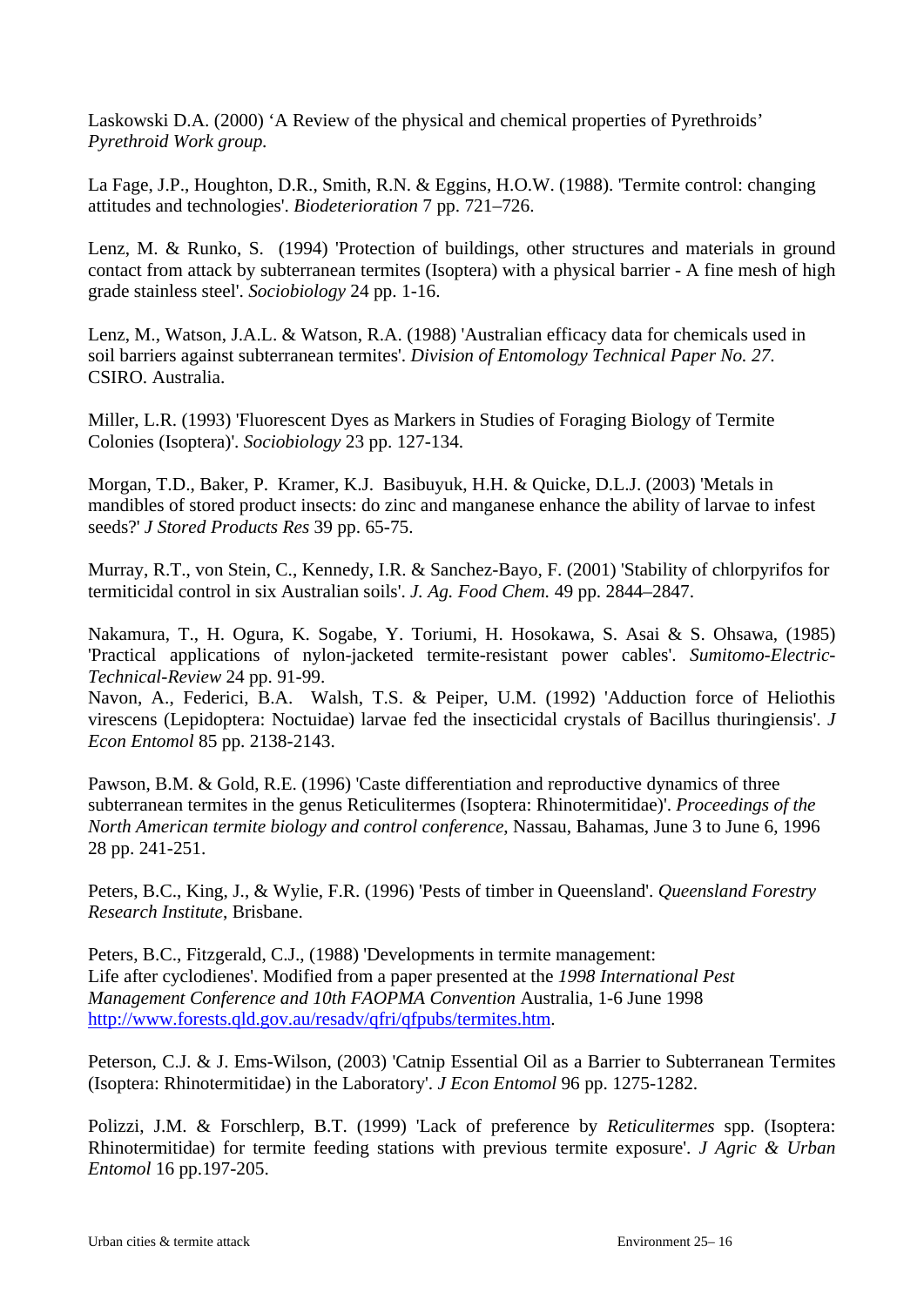Laskowski D.A. (2000) ‘A Review of the physical and chemical properties of Pyrethroids’ *Pyrethroid Work group.*

La Fage, J.P., Houghton, D.R., Smith, R.N. & Eggins, H.O.W. (1988). 'Termite control: changing attitudes and technologies'. *Biodeterioration* 7 pp. 721–726.

Lenz, M. & Runko, S. (1994) 'Protection of buildings, other structures and materials in ground contact from attack by subterranean termites (Isoptera) with a physical barrier - A fine mesh of high grade stainless steel'. *Sociobiology* 24 pp. 1-16.

Lenz, M., Watson, J.A.L. & Watson, R.A. (1988) 'Australian efficacy data for chemicals used in soil barriers against subterranean termites'. *Division of Entomology Technical Paper No. 27*. CSIRO. Australia.

Miller, L.R. (1993) 'Fluorescent Dyes as Markers in Studies of Foraging Biology of Termite Colonies (Isoptera)'. *Sociobiology* 23 pp. 127-134.

Morgan, T.D., Baker, P. Kramer, K.J. Basibuyuk, H.H. & Quicke, D.L.J. (2003) 'Metals in mandibles of stored product insects: do zinc and manganese enhance the ability of larvae to infest seeds?' *J Stored Products Res* 39 pp. 65-75.

Murray, R.T., von Stein, C., Kennedy, I.R. & Sanchez-Bayo, F. (2001) 'Stability of chlorpyrifos for termiticidal control in six Australian soils'. *J. Ag. Food Chem.* 49 pp. 2844–2847.

Nakamura, T., H. Ogura, K. Sogabe, Y. Toriumi, H. Hosokawa, S. Asai & S. Ohsawa, (1985) 'Practical applications of nylon-jacketed termite-resistant power cables'. *Sumitomo-Electric-Technical-Review* 24 pp. 91-99.

Navon, A., Federici, B.A. Walsh, T.S. & Peiper, U.M. (1992) 'Adduction force of Heliothis virescens (Lepidoptera: Noctuidae) larvae fed the insecticidal crystals of Bacillus thuringiensis'. *J Econ Entomol* 85 pp. 2138-2143.

Pawson, B.M. & Gold, R.E. (1996) 'Caste differentiation and reproductive dynamics of three subterranean termites in the genus Reticulitermes (Isoptera: Rhinotermitidae)'. *Proceedings of the North American termite biology and control conference*, Nassau, Bahamas, June 3 to June 6, 1996 28 pp. 241-251.

Peters, B.C., King, J., & Wylie, F.R. (1996) 'Pests of timber in Queensland'. *Queensland Forestry Research Institute*, Brisbane.

Peters, B.C., Fitzgerald, C.J., (1988) 'Developments in termite management: Life after cyclodienes'. Modified from a paper presented at the *1998 International Pest Management Conference and 10th FAOPMA Convention* Australia, 1-6 June 1998 http://www.forests.qld.gov.au/resadv/qfri/qfpubs/termites.htm.

Peterson, C.J. & J. Ems-Wilson, (2003) 'Catnip Essential Oil as a Barrier to Subterranean Termites (Isoptera: Rhinotermitidae) in the Laboratory'. *J Econ Entomol* 96 pp. 1275-1282.

Polizzi, J.M. & Forschlerp, B.T. (1999) 'Lack of preference by *Reticulitermes* spp. (Isoptera: Rhinotermitidae) for termite feeding stations with previous termite exposure'. *J Agric & Urban Entomol* 16 pp.197-205.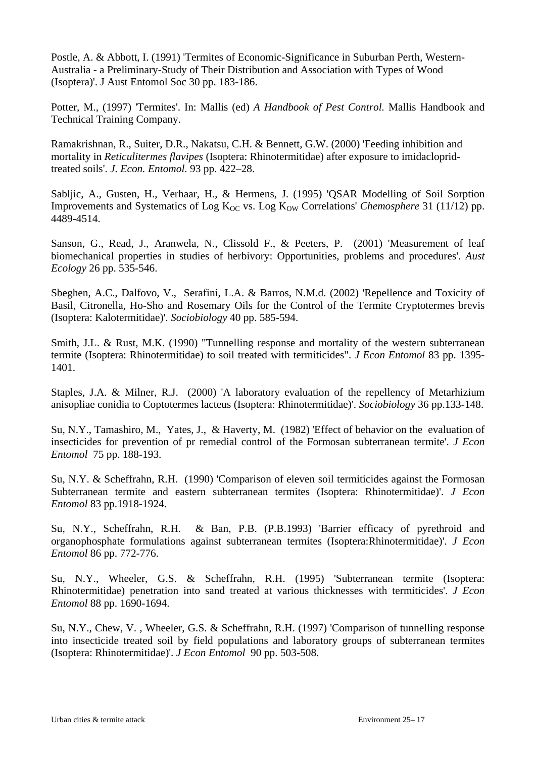Postle, A. & Abbott, I. (1991) 'Termites of Economic-Significance in Suburban Perth, Western-Australia - a Preliminary-Study of Their Distribution and Association with Types of Wood (Isoptera)'. J Aust Entomol Soc 30 pp. 183-186.

Potter, M., (1997) 'Termites'. In: Mallis (ed) *A Handbook of Pest Control.* Mallis Handbook and Technical Training Company.

Ramakrishnan, R., Suiter, D.R., Nakatsu, C.H. & Bennett, G.W. (2000) 'Feeding inhibition and mortality in *Reticulitermes flavipes* (Isoptera: Rhinotermitidae) after exposure to imidacloprid-treated soils'. *J. Econ. Entomol.* 93 pp. 422–28.

Sabljic, A., Gusten, H., Verhaar, H., & Hermens, J. (1995) 'QSAR Modelling of Soil Sorption Improvements and Systematics of Log $K_{OC}$ vs. Log $K_{OW}$ Correlations' *Chemosphere* 31 (11/12) pp. 4489-4514.

Sanson, G., Read, J., Aranwela, N., Clissold F., & Peeters, P. (2001) 'Measurement of leaf biomechanical properties in studies of herbivory: Opportunities, problems and procedures'. *Aust Ecology* 26 pp. 535-546.

Sbeghen, A.C., Dalfovo, V., Serafini, L.A. & Barros, N.M.d. (2002) 'Repellence and Toxicity of Basil, Citronella, Ho-Sho and Rosemary Oils for the Control of the Termite Cryptotermes brevis (Isoptera: Kalotermitidae)'. *Sociobiology* 40 pp. 585-594.

Smith, J.L. & Rust, M.K. (1990) "Tunnelling response and mortality of the western subterranean termite (Isoptera: Rhinotermitidae) to soil treated with termiticides". *J Econ Entomol* 83 pp. 1395-1401.

Staples, J.A. & Milner, R.J. (2000) 'A laboratory evaluation of the repellency of Metarhizium anisopliae conidia to Coptotermes lacteus (Isoptera: Rhinotermitidae)'. *Sociobiology* 36 pp.133-148.

Su, N.Y., Tamashiro, M., Yates, J., & Haverty, M. (1982) 'Effect of behavior on the evaluation of insecticides for prevention of pr remedial control of the Formosan subterranean termite'. *J Econ Entomol* 75 pp. 188-193.

Su, N.Y. & Scheffrahn, R.H. (1990) 'Comparison of eleven soil termiticides against the Formosan Subterranean termite and eastern subterranean termites (Isoptera: Rhinotermitidae)'. *J Econ Entomol* 83 pp.1918-1924.

Su, N.Y., Scheffrahn, R.H. & Ban, P.B. (P.B.1993) 'Barrier efficacy of pyrethroid and organophosphate formulations against subterranean termites (Isoptera:Rhinotermitidae)'. *J Econ Entomol* 86 pp. 772-776.

Su, N.Y., Wheeler, G.S. & Scheffrahn, R.H. (1995) 'Subterranean termite (Isoptera: Rhinotermitidae) penetration into sand treated at various thicknesses with termiticides'. *J Econ Entomol* 88 pp. 1690-1694.

Su, N.Y., Chew, V. , Wheeler, G.S. & Scheffrahn, R.H. (1997) 'Comparison of tunnelling response into insecticide treated soil by field populations and laboratory groups of subterranean termites (Isoptera: Rhinotermitidae)'. *J Econ Entomol* 90 pp. 503-508.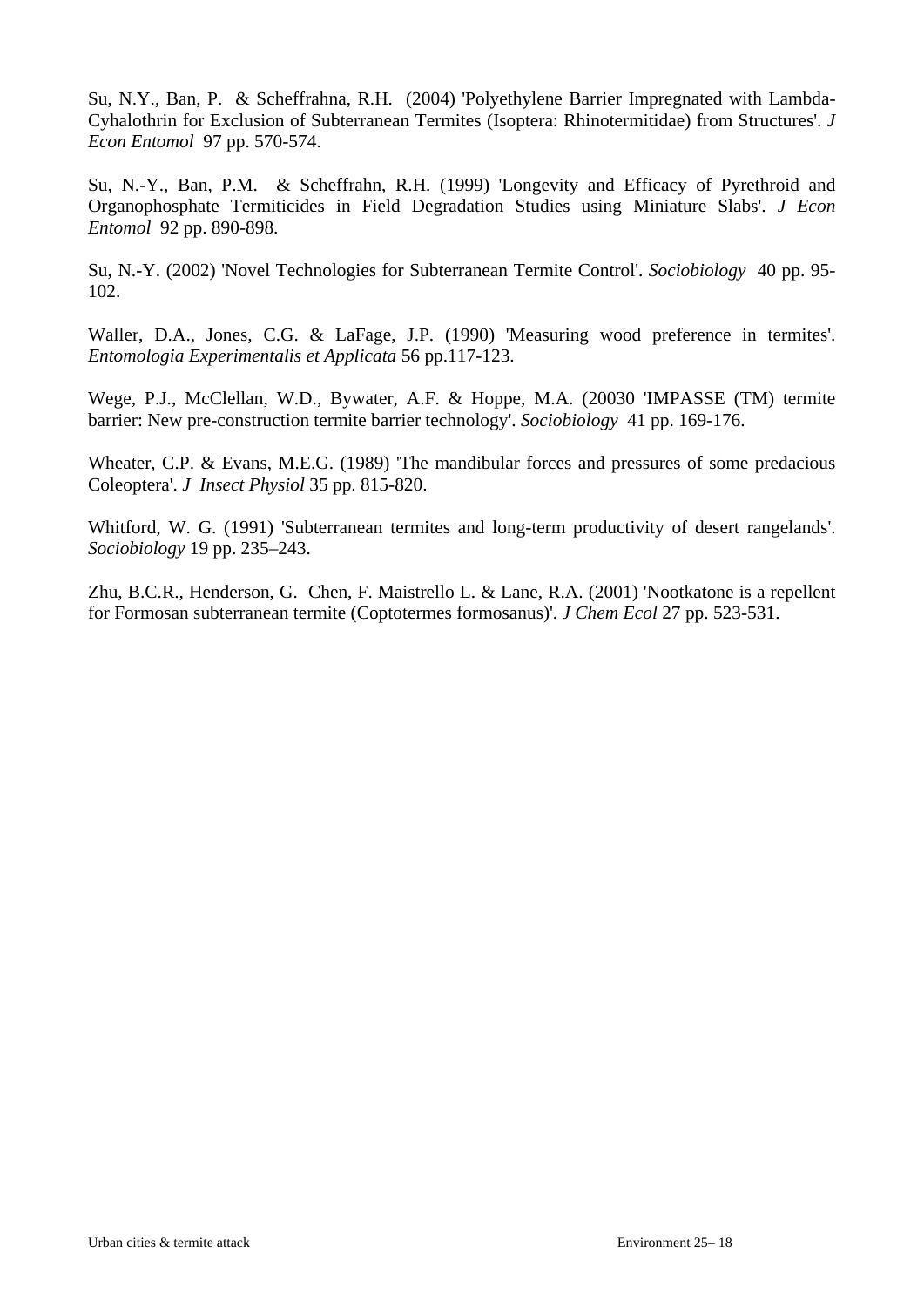Su, N.Y., Ban, P. & Scheffrahna, R.H. (2004) 'Polyethylene Barrier Impregnated with Lambda-Cyhalothrin for Exclusion of Subterranean Termites (Isoptera: Rhinotermitidae) from Structures'. *J Econ Entomol* 97 pp. 570-574.

Su, N.-Y., Ban, P.M. & Scheffrahn, R.H. (1999) 'Longevity and Efficacy of Pyrethroid and Organophosphate Termiticides in Field Degradation Studies using Miniature Slabs'. *J Econ Entomol* 92 pp. 890-898.

Su, N.-Y. (2002) 'Novel Technologies for Subterranean Termite Control'. *Sociobiology* 40 pp. 95-102.

Waller, D.A., Jones, C.G. & LaFage, J.P. (1990) 'Measuring wood preference in termites'. *Entomologia Experimentalis et Applicata* 56 pp.117-123.

Wege, P.J., McClellan, W.D., Bywater, A.F. & Hoppe, M.A. (20030 'IMPASSE (TM) termite barrier: New pre-construction termite barrier technology'. *Sociobiology* 41 pp. 169-176.

Wheater, C.P. & Evans, M.E.G. (1989) 'The mandibular forces and pressures of some predacious Coleoptera'. *J Insect Physiol* 35 pp. 815-820.

Whitford, W. G. (1991) 'Subterranean termites and long-term productivity of desert rangelands'. *Sociobiology* 19 pp. 235–243.

Zhu, B.C.R., Henderson, G. Chen, F. Maistrello L. & Lane, R.A. (2001) 'Nootkatone is a repellent for Formosan subterranean termite (Coptotermes formosanus)'. *J Chem Ecol* 27 pp. 523-531.